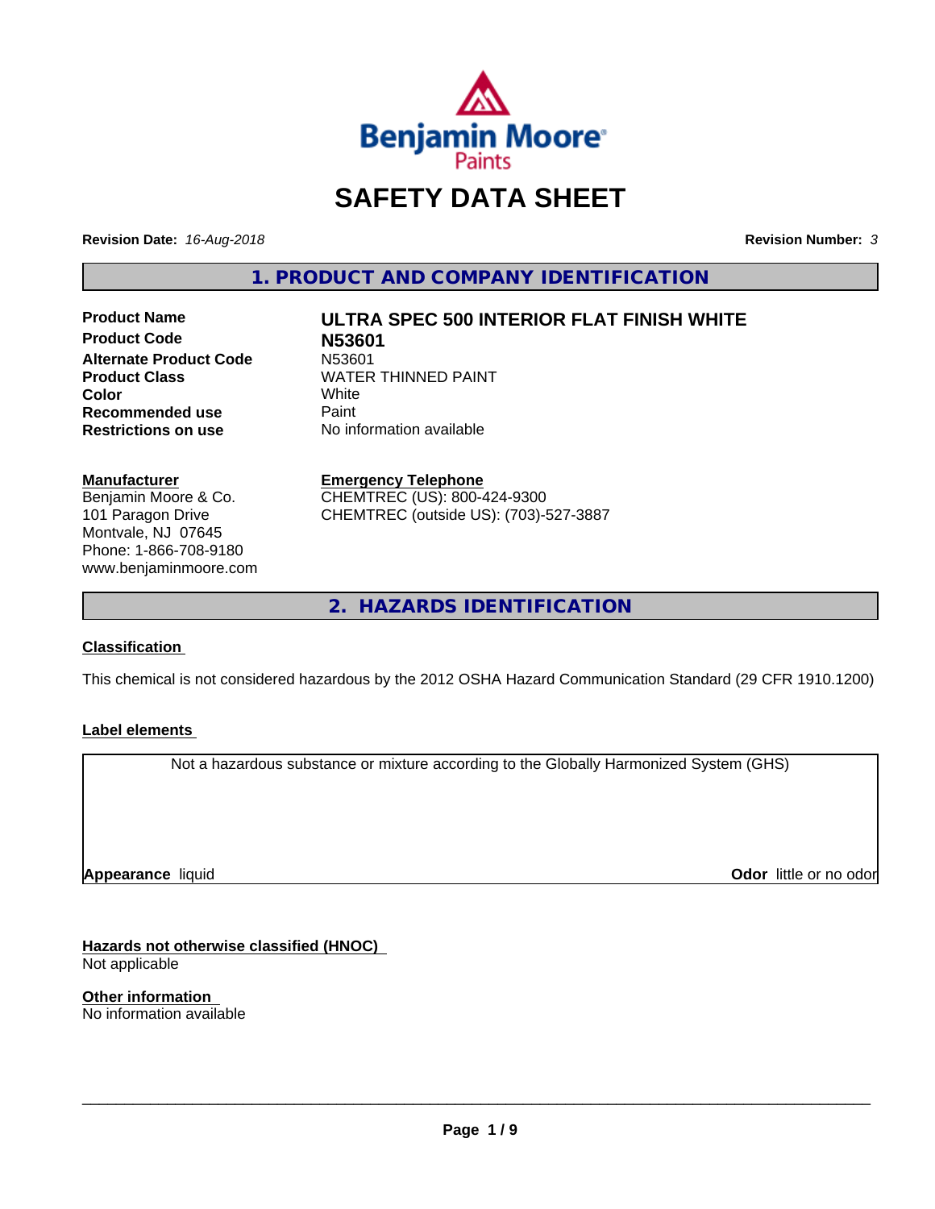Benjamin Moore Paints

# SAFETY DATA SHEET

**Revision Date:** *16-Aug-2018*

**Revision Number:** *3*

## 1. PRODUCT AND COMPANY IDENTIFICATION

| | |
|---|---|
| **Product Name** | **ULTRA SPEC 500 INTERIOR FLAT FINISH WHITE** |
| **Product Code** | **N53601** |
| **Alternate Product Code** | N53601 |
| **Product Class** | WATER THINNED PAINT |
| **Color** | White |
| **Recommended use** | Paint |
| **Restrictions on use** | No information available |

**Manufacturer**
Benjamin Moore & Co.
101 Paragon Drive
Montvale, NJ 07645
Phone: 1-866-708-9180
www.benjaminmoore.com

**Emergency Telephone**
CHEMTREC (US): 800-424-9300
CHEMTREC (outside US): (703)-527-3887

## 2. HAZARDS IDENTIFICATION

**Classification**

This chemical is not considered hazardous by the 2012 OSHA Hazard Communication Standard (29 CFR 1910.1200)

**Label elements**

Not a hazardous substance or mixture according to the Globally Harmonized System (GHS)

**Appearance** liquid

**Odor** little or no odor

**Hazards not otherwise classified (HNOC)**
Not applicable

**Other information**
No information available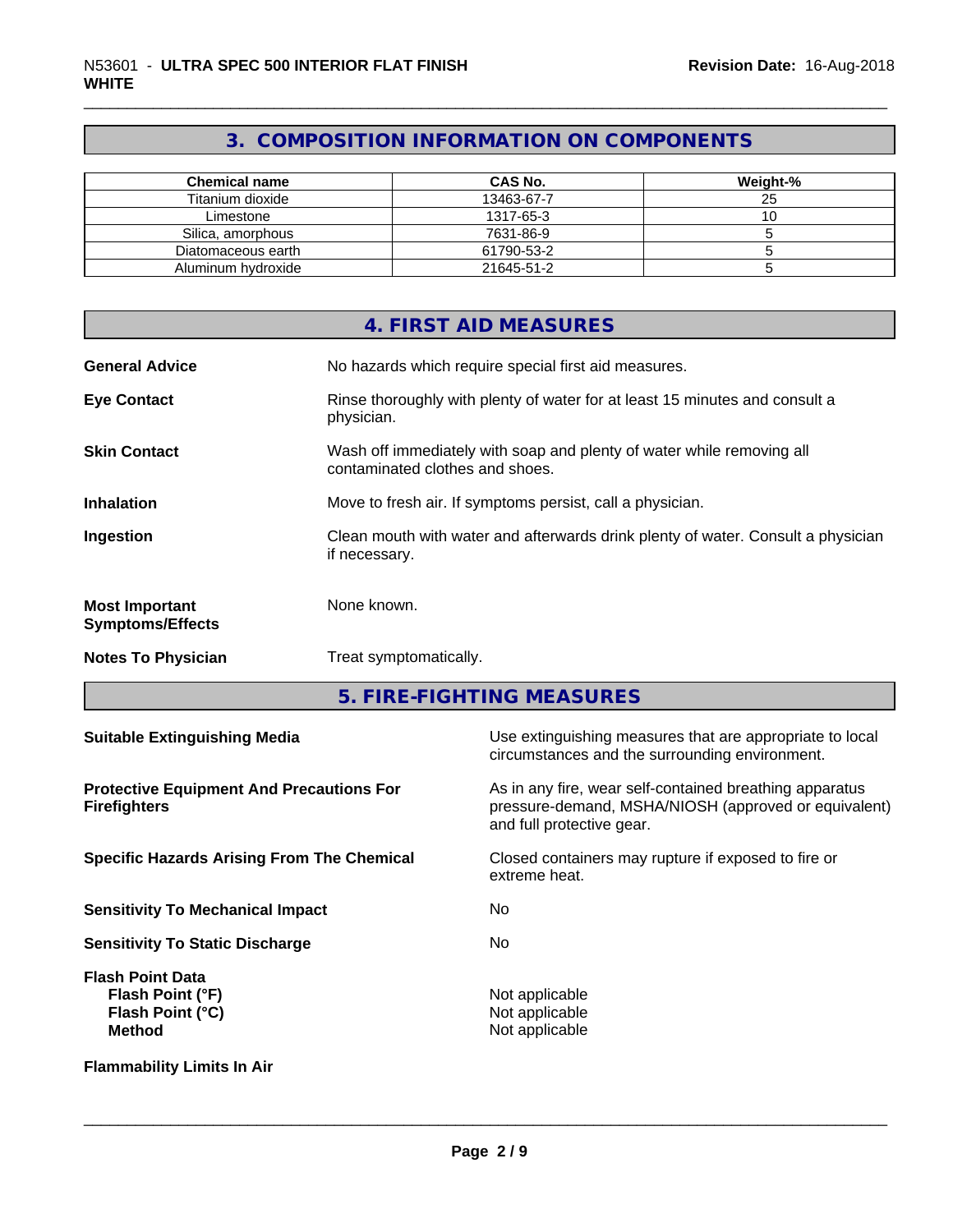## 3. COMPOSITION INFORMATION ON COMPONENTS

| Chemical name | CAS No. | Weight-% |
|---|---|---|
| Titanium dioxide | 13463-67-7 | 25 |
| Limestone | 1317-65-3 | 10 |
| Silica, amorphous | 7631-86-9 | 5 |
| Diatomaceous earth | 61790-53-2 | 5 |
| Aluminum hydroxide | 21645-51-2 | 5 |

## 4. FIRST AID MEASURES

**General Advice** No hazards which require special first aid measures.

**Eye Contact** Rinse thoroughly with plenty of water for at least 15 minutes and consult a physician.

**Skin Contact** Wash off immediately with soap and plenty of water while removing all contaminated clothes and shoes.

**Inhalation** Move to fresh air. If symptoms persist, call a physician.

**Ingestion** Clean mouth with water and afterwards drink plenty of water. Consult a physician if necessary.

**Most Important Symptoms/Effects** None known.

**Notes To Physician** Treat symptomatically.

## 5. FIRE-FIGHTING MEASURES

**Suitable Extinguishing Media** Use extinguishing measures that are appropriate to local circumstances and the surrounding environment.

**Protective Equipment And Precautions For Firefighters** As in any fire, wear self-contained breathing apparatus pressure-demand, MSHA/NIOSH (approved or equivalent) and full protective gear.

**Specific Hazards Arising From The Chemical** Closed containers may rupture if exposed to fire or extreme heat.

**Sensitivity To Mechanical Impact** No

**Sensitivity To Static Discharge** No

**Flash Point Data**
**Flash Point (°F)** Not applicable
**Flash Point (°C)** Not applicable
**Method** Not applicable

**Flammability Limits In Air**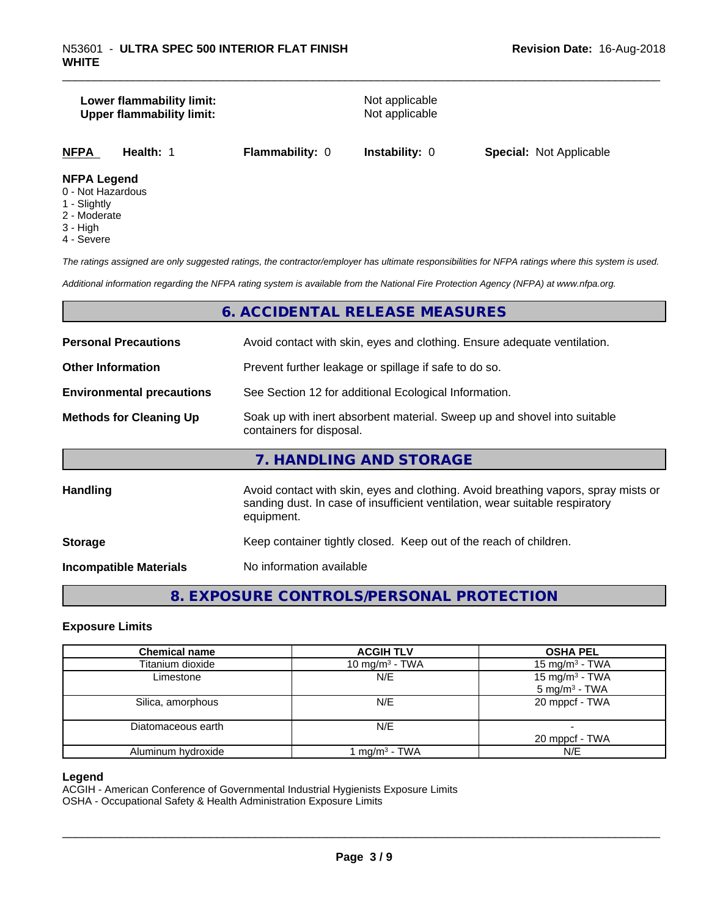**Lower flammability limit:** Not applicable
**Upper flammability limit:** Not applicable

| NFPA | Health: 1 | Flammability: 0 | Instability: 0 | Special: Not Applicable |
|---|---|---|---|---|

**NFPA Legend**
0 - Not Hazardous
1 - Slightly
2 - Moderate
3 - High
4 - Severe

*The ratings assigned are only suggested ratings, the contractor/employer has ultimate responsibilities for NFPA ratings where this system is used.*

*Additional information regarding the NFPA rating system is available from the National Fire Protection Agency (NFPA) at www.nfpa.org.*

## 6. ACCIDENTAL RELEASE MEASURES

**Personal Precautions**: Avoid contact with skin, eyes and clothing. Ensure adequate ventilation.

**Other Information**: Prevent further leakage or spillage if safe to do so.

**Environmental precautions**: See Section 12 for additional Ecological Information.

**Methods for Cleaning Up**: Soak up with inert absorbent material. Sweep up and shovel into suitable containers for disposal.

## 7. HANDLING AND STORAGE

**Handling**: Avoid contact with skin, eyes and clothing. Avoid breathing vapors, spray mists or sanding dust. In case of insufficient ventilation, wear suitable respiratory equipment.

**Storage**: Keep container tightly closed. Keep out of the reach of children.

**Incompatible Materials**: No information available

## 8. EXPOSURE CONTROLS/PERSONAL PROTECTION

### Exposure Limits

| Chemical name | ACGIH TLV | OSHA PEL |
|---|---|---|
| Titanium dioxide | 10 mg/m$^3$ - TWA | 15 mg/m$^3$ - TWA |
| Limestone | N/E | 15 mg/m$^3$ - TWA<br>5 mg/m$^3$ - TWA |
| Silica, amorphous | N/E | 20 mppcf - TWA |
| Diatomaceous earth | N/E | -<br>20 mppcf - TWA |
| Aluminum hydroxide | 1 mg/m$^3$ - TWA | N/E |

**Legend**
ACGIH - American Conference of Governmental Industrial Hygienists Exposure Limits
OSHA - Occupational Safety & Health Administration Exposure Limits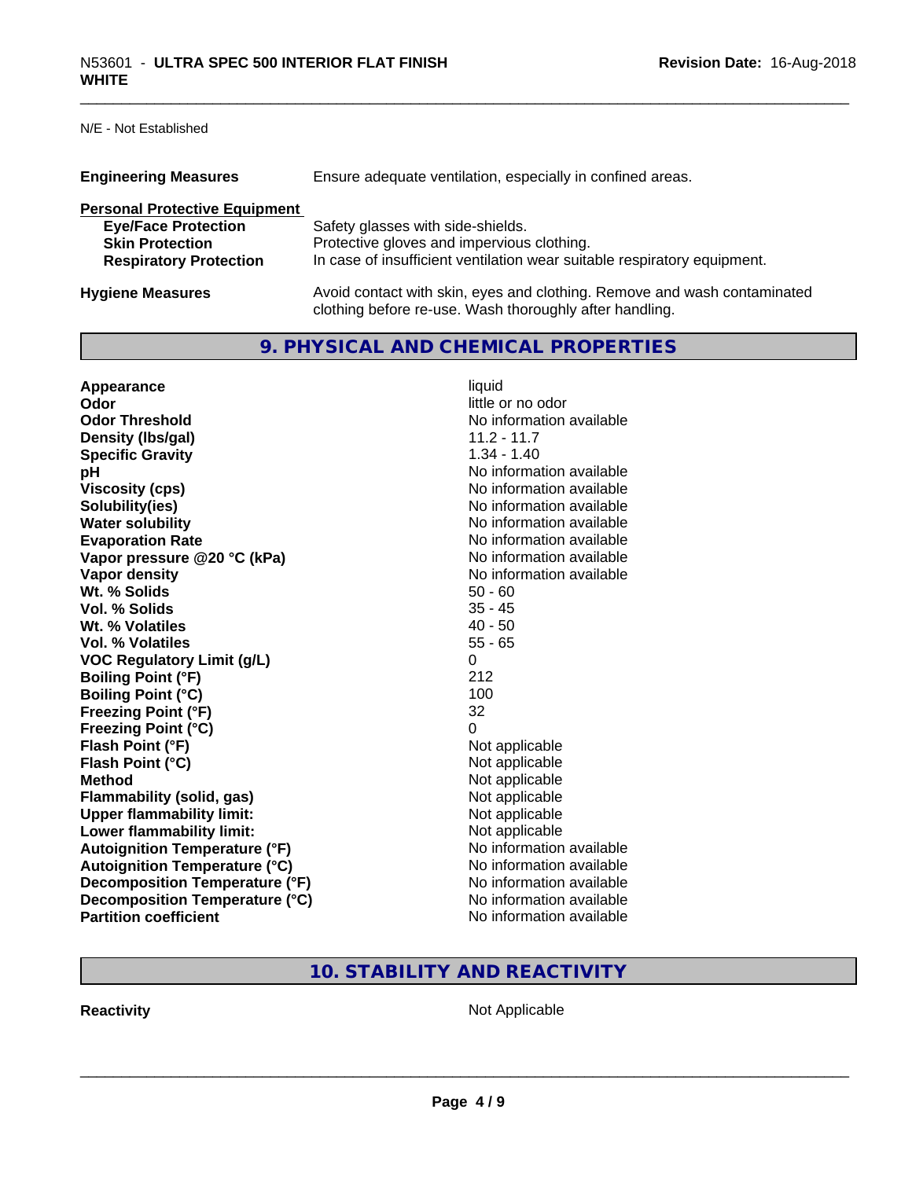N/E - Not Established

| | |
|---|---|
| **Engineering Measures** | Ensure adequate ventilation, especially in confined areas. |

**Personal Protective Equipment**

| | |
|---|---|
| **Eye/Face Protection** | Safety glasses with side-shields. |
| **Skin Protection** | Protective gloves and impervious clothing. |
| **Respiratory Protection** | In case of insufficient ventilation wear suitable respiratory equipment. |
| **Hygiene Measures** | Avoid contact with skin, eyes and clothing. Remove and wash contaminated clothing before re-use. Wash thoroughly after handling. |

## 9. PHYSICAL AND CHEMICAL PROPERTIES

| | |
|---|---|
| **Appearance** | liquid |
| **Odor** | little or no odor |
| **Odor Threshold** | No information available |
| **Density (lbs/gal)** | 11.2 - 11.7 |
| **Specific Gravity** | 1.34 - 1.40 |
| **pH** | No information available |
| **Viscosity (cps)** | No information available |
| **Solubility(ies)** | No information available |
| **Water solubility** | No information available |
| **Evaporation Rate** | No information available |
| **Vapor pressure @20 °C (kPa)** | No information available |
| **Vapor density** | No information available |
| **Wt. % Solids** | 50 - 60 |
| **Vol. % Solids** | 35 - 45 |
| **Wt. % Volatiles** | 40 - 50 |
| **Vol. % Volatiles** | 55 - 65 |
| **VOC Regulatory Limit (g/L)** | 0 |
| **Boiling Point (°F)** | 212 |
| **Boiling Point (°C)** | 100 |
| **Freezing Point (°F)** | 32 |
| **Freezing Point (°C)** | 0 |
| **Flash Point (°F)** | Not applicable |
| **Flash Point (°C)** | Not applicable |
| **Method** | Not applicable |
| **Flammability (solid, gas)** | Not applicable |
| **Upper flammability limit:** | Not applicable |
| **Lower flammability limit:** | Not applicable |
| **Autoignition Temperature (°F)** | No information available |
| **Autoignition Temperature (°C)** | No information available |
| **Decomposition Temperature (°F)** | No information available |
| **Decomposition Temperature (°C)** | No information available |
| **Partition coefficient** | No information available |

## 10. STABILITY AND REACTIVITY

| | |
|---|---|
| **Reactivity** | Not Applicable |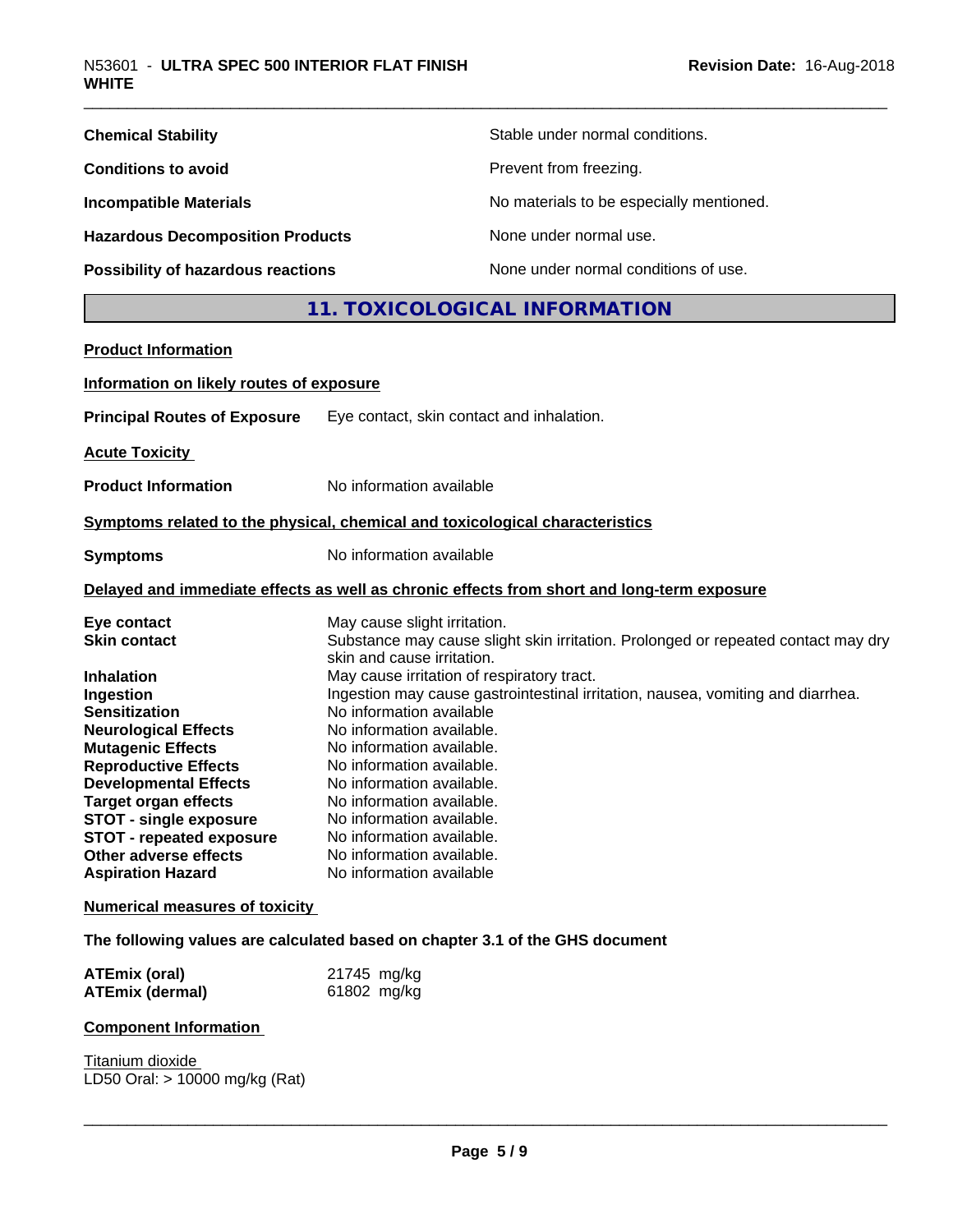| | |
|---|---|
| **Chemical Stability** | Stable under normal conditions. |
| **Conditions to avoid** | Prevent from freezing. |
| **Incompatible Materials** | No materials to be especially mentioned. |
| **Hazardous Decomposition Products** | None under normal use. |
| **Possibility of hazardous reactions** | None under normal conditions of use. |

## 11. TOXICOLOGICAL INFORMATION

**Product Information**

**Information on likely routes of exposure**

**Principal Routes of Exposure** Eye contact, skin contact and inhalation.

**Acute Toxicity**

**Product Information** No information available

**Symptoms related to the physical, chemical and toxicological characteristics**

**Symptoms** No information available

**Delayed and immediate effects as well as chronic effects from short and long-term exposure**

| | |
|---|---|
| **Eye contact** | May cause slight irritation. |
| **Skin contact** | Substance may cause slight skin irritation. Prolonged or repeated contact may dry skin and cause irritation. |
| **Inhalation** | May cause irritation of respiratory tract. |
| **Ingestion** | Ingestion may cause gastrointestinal irritation, nausea, vomiting and diarrhea. |
| **Sensitization** | No information available |
| **Neurological Effects** | No information available. |
| **Mutagenic Effects** | No information available. |
| **Reproductive Effects** | No information available. |
| **Developmental Effects** | No information available. |
| **Target organ effects** | No information available. |
| **STOT - single exposure** | No information available. |
| **STOT - repeated exposure** | No information available. |
| **Other adverse effects** | No information available. |
| **Aspiration Hazard** | No information available |

**Numerical measures of toxicity**

**The following values are calculated based on chapter 3.1 of the GHS document**

| | |
|---|---|
| **ATEmix (oral)** | 21745 mg/kg |
| **ATEmix (dermal)** | 61802 mg/kg |

**Component Information**

Titanium dioxide
LD50 Oral: > 10000 mg/kg (Rat)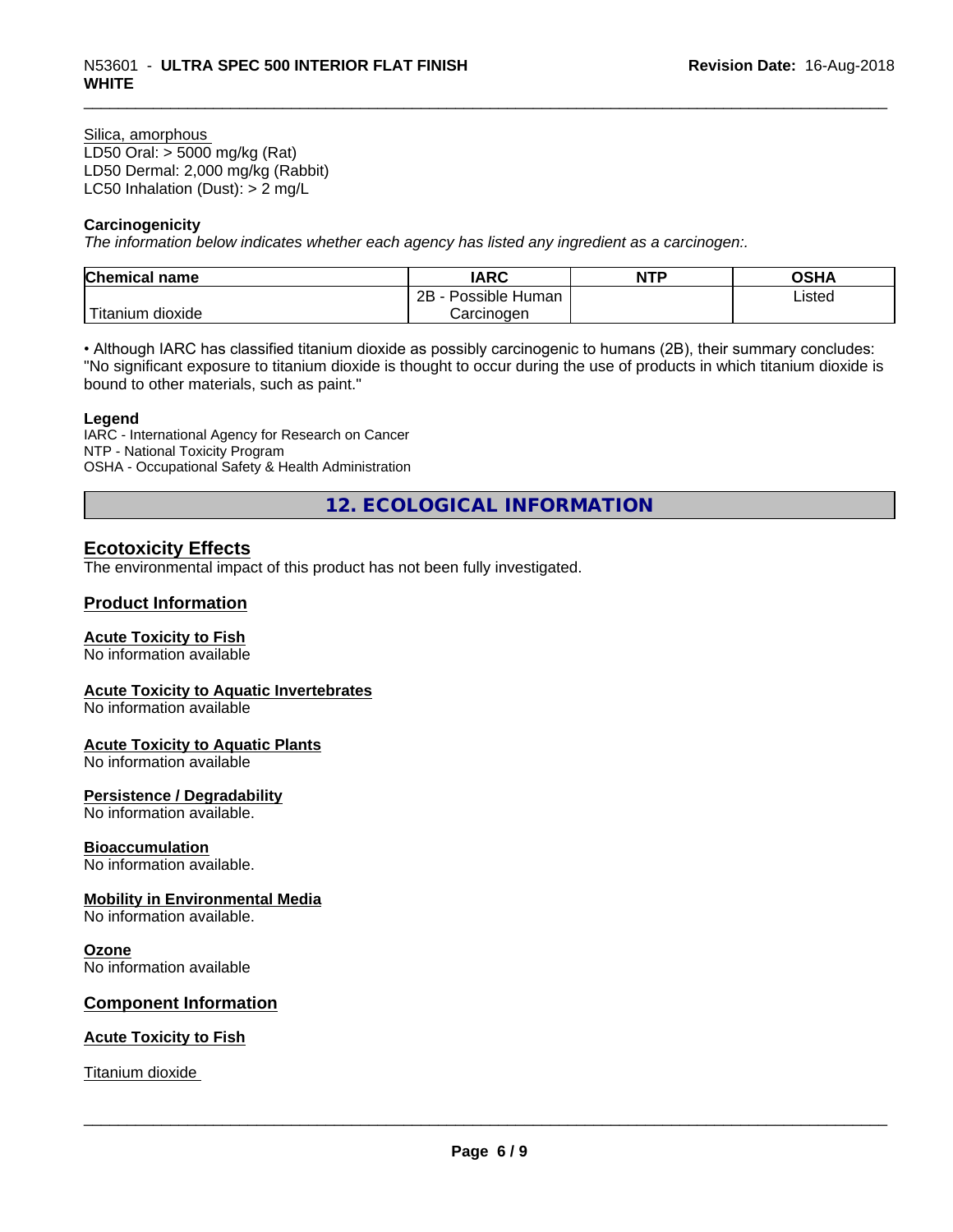Silica, amorphous
LD50 Oral: > 5000 mg/kg (Rat)
LD50 Dermal: 2,000 mg/kg (Rabbit)
LC50 Inhalation (Dust): > 2 mg/L

**Carcinogenicity**

*The information below indicates whether each agency has listed any ingredient as a carcinogen:.*

| Chemical name | IARC | NTP | OSHA |
|---|---|---|---|
| Titanium dioxide | 2B - Possible Human Carcinogen | | Listed |

• Although IARC has classified titanium dioxide as possibly carcinogenic to humans (2B), their summary concludes: "No significant exposure to titanium dioxide is thought to occur during the use of products in which titanium dioxide is bound to other materials, such as paint."

**Legend**

IARC - International Agency for Research on Cancer
NTP - National Toxicity Program
OSHA - Occupational Safety & Health Administration

## 12. ECOLOGICAL INFORMATION

### Ecotoxicity Effects

The environmental impact of this product has not been fully investigated.

### Product Information

**Acute Toxicity to Fish**
No information available

**Acute Toxicity to Aquatic Invertebrates**
No information available

**Acute Toxicity to Aquatic Plants**
No information available

**Persistence / Degradability**
No information available.

**Bioaccumulation**
No information available.

**Mobility in Environmental Media**
No information available.

**Ozone**
No information available

### Component Information

**Acute Toxicity to Fish**

Titanium dioxide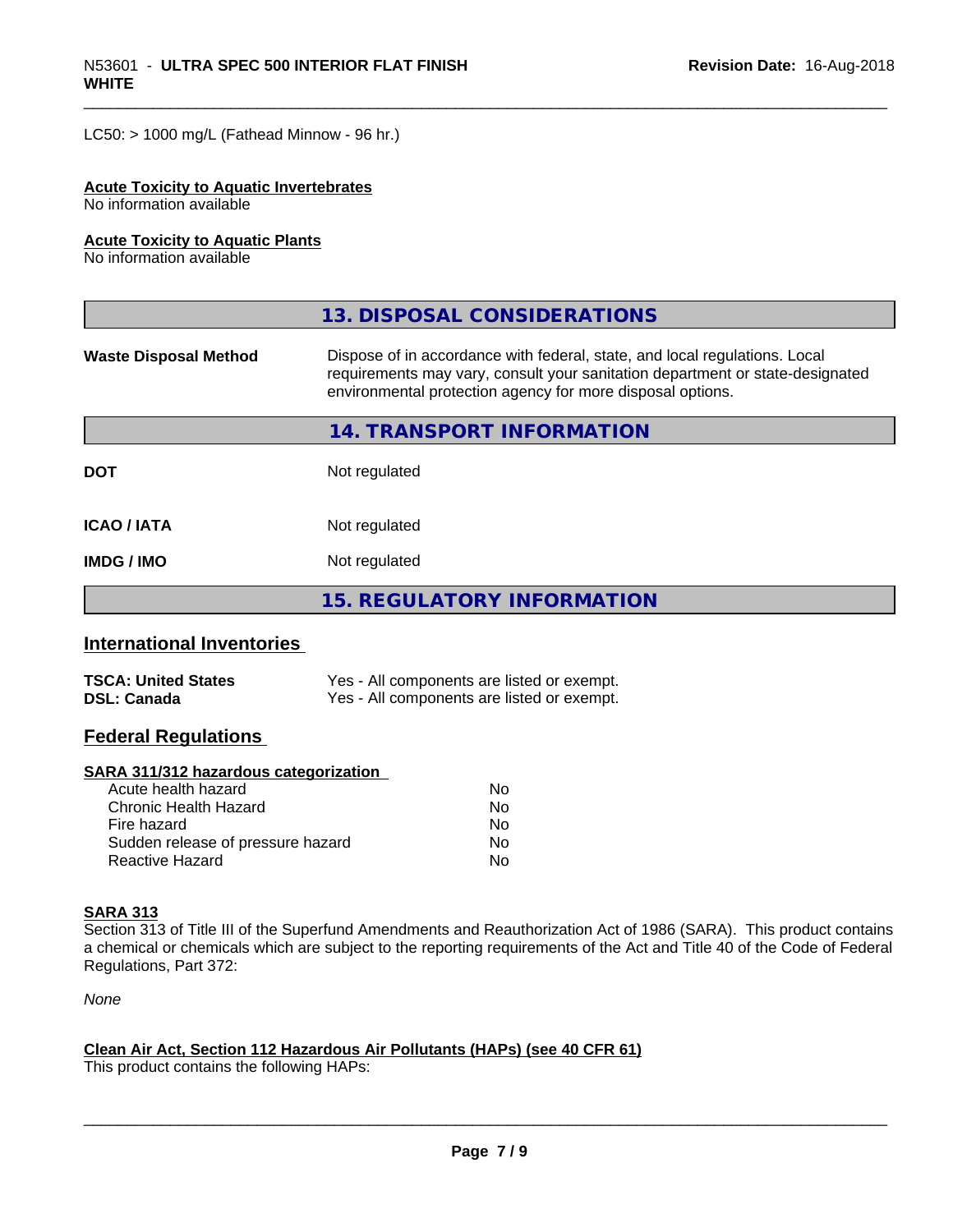LC50: > 1000 mg/L (Fathead Minnow - 96 hr.)

**Acute Toxicity to Aquatic Invertebrates**
No information available

**Acute Toxicity to Aquatic Plants**
No information available

## 13. DISPOSAL CONSIDERATIONS

| | |
|---|---|
| **Waste Disposal Method** | Dispose of in accordance with federal, state, and local regulations. Local requirements may vary, consult your sanitation department or state-designated environmental protection agency for more disposal options. |

## 14. TRANSPORT INFORMATION

| | |
|---|---|
| **DOT** | Not regulated |
| **ICAO / IATA** | Not regulated |
| **IMDG / IMO** | Not regulated |

## 15. REGULATORY INFORMATION

### International Inventories

| | |
|---|---|
| **TSCA: United States** | Yes - All components are listed or exempt. |
| **DSL: Canada** | Yes - All components are listed or exempt. |

### Federal Regulations

**SARA 311/312 hazardous categorization**

| | |
|---|---|
| Acute health hazard | No |
| Chronic Health Hazard | No |
| Fire hazard | No |
| Sudden release of pressure hazard | No |
| Reactive Hazard | No |

**SARA 313**
Section 313 of Title III of the Superfund Amendments and Reauthorization Act of 1986 (SARA). This product contains a chemical or chemicals which are subject to the reporting requirements of the Act and Title 40 of the Code of Federal Regulations, Part 372:

*None*

**Clean Air Act, Section 112 Hazardous Air Pollutants (HAPs) (see 40 CFR 61)**
This product contains the following HAPs: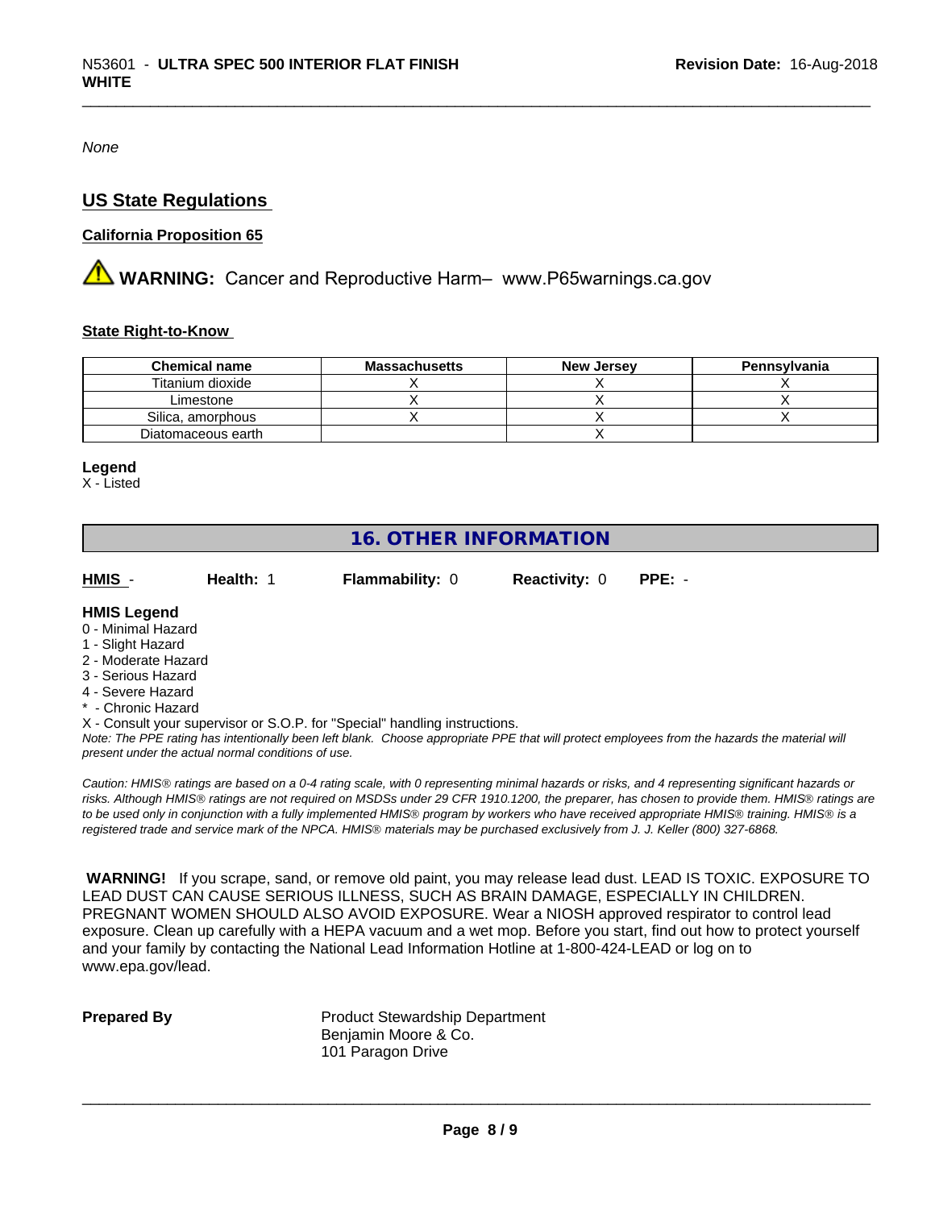*None*

## US State Regulations

### California Proposition 65

⚠ **WARNING:** Cancer and Reproductive Harm– www.P65warnings.ca.gov

### State Right-to-Know

| Chemical name | Massachusetts | New Jersey | Pennsylvania |
|---|---|---|---|
| Titanium dioxide | X | X | X |
| Limestone | X | X | X |
| Silica, amorphous | X | X | X |
| Diatomaceous earth | | X | |

**Legend**
X - Listed

## 16. OTHER INFORMATION

**HMIS** - **Health:** 1 **Flammability:** 0 **Reactivity:** 0 **PPE:** -

**HMIS Legend**
0 - Minimal Hazard
1 - Slight Hazard
2 - Moderate Hazard
3 - Serious Hazard
4 - Severe Hazard
* - Chronic Hazard
X - Consult your supervisor or S.O.P. for "Special" handling instructions.
*Note: The PPE rating has intentionally been left blank. Choose appropriate PPE that will protect employees from the hazards the material will present under the actual normal conditions of use.*

*Caution: HMIS® ratings are based on a 0-4 rating scale, with 0 representing minimal hazards or risks, and 4 representing significant hazards or risks. Although HMIS® ratings are not required on MSDSs under 29 CFR 1910.1200, the preparer, has chosen to provide them. HMIS® ratings are to be used only in conjunction with a fully implemented HMIS® program by workers who have received appropriate HMIS® training. HMIS® is a registered trade and service mark of the NPCA. HMIS® materials may be purchased exclusively from J. J. Keller (800) 327-6868.*

**WARNING!** If you scrape, sand, or remove old paint, you may release lead dust. LEAD IS TOXIC. EXPOSURE TO LEAD DUST CAN CAUSE SERIOUS ILLNESS, SUCH AS BRAIN DAMAGE, ESPECIALLY IN CHILDREN. PREGNANT WOMEN SHOULD ALSO AVOID EXPOSURE. Wear a NIOSH approved respirator to control lead exposure. Clean up carefully with a HEPA vacuum and a wet mop. Before you start, find out how to protect yourself and your family by contacting the National Lead Information Hotline at 1-800-424-LEAD or log on to www.epa.gov/lead.

**Prepared By** Product Stewardship Department
Benjamin Moore & Co.
101 Paragon Drive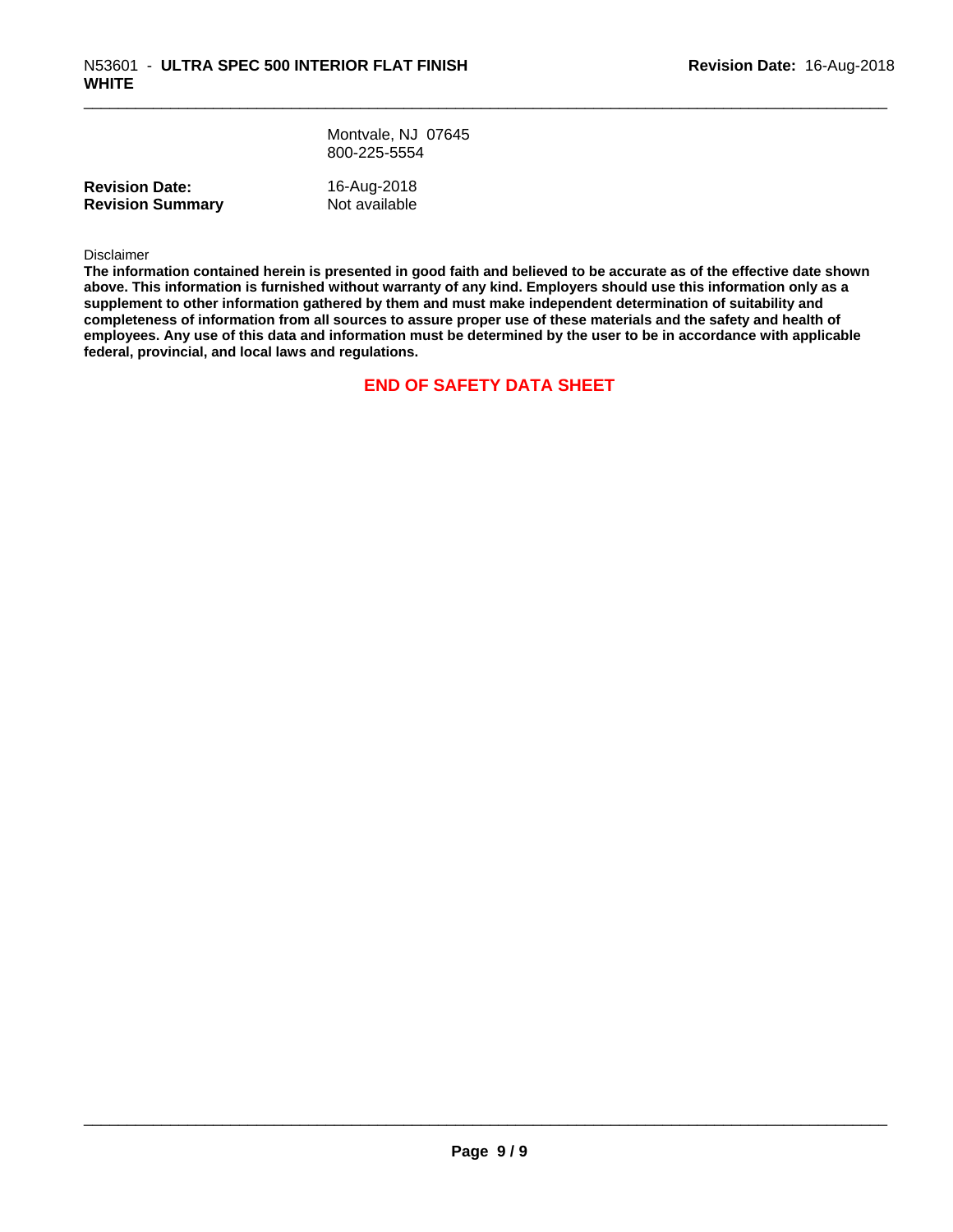Montvale, NJ 07645
800-225-5554

**Revision Date:** 16-Aug-2018
**Revision Summary** Not available

Disclaimer

**The information contained herein is presented in good faith and believed to be accurate as of the effective date shown above. This information is furnished without warranty of any kind. Employers should use this information only as a supplement to other information gathered by them and must make independent determination of suitability and completeness of information from all sources to assure proper use of these materials and the safety and health of employees. Any use of this data and information must be determined by the user to be in accordance with applicable federal, provincial, and local laws and regulations.**

**END OF SAFETY DATA SHEET**